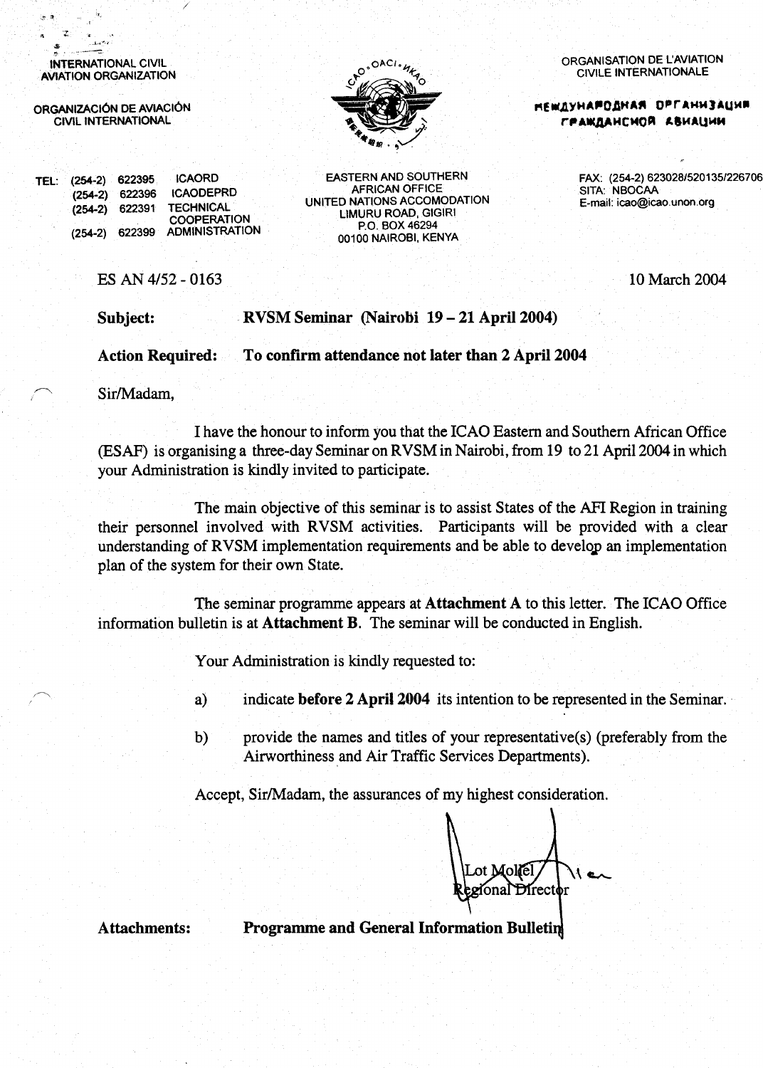INTERNATIONAL CIVIL AVIATION ORGANIZATION

ORGANIZACIÓN DE AVIACIÓN CIVIL INTERNATIONAL

ORGANISATION DE L'AVIATION CIVILE INTERNATIONALE

МЕЖДУНАРОДНАЯ ОРГАНИЗАЦИЯ ГРАЖДАНСКОЙ АВИАЦИИ

TEL: (254-2) 622395 ICAORD
(254-2) 622396 ICAODEPRD
(254-2) 622391 TECHNICAL COOPERATION
(254-2) 622399 ADMINISTRATION

EASTERN AND SOUTHERN AFRICAN OFFICE
UNITED NATIONS ACCOMODATION
LIMURU ROAD, GIGIRI
P.O. BOX 46294
00100 NAIROBI, KENYA

FAX: (254-2) 623028/520135/226706
SITA: NBOCAA
E-mail: icao@icao.unon.org

ES AN 4/52 - 0163

10 March 2004

**Subject:** **RVSM Seminar (Nairobi 19 – 21 April 2004)**

**Action Required:** **To confirm attendance not later than 2 April 2004**

Sir/Madam,

I have the honour to inform you that the ICAO Eastern and Southern African Office (ESAF) is organising a three-day Seminar on RVSM in Nairobi, from 19 to 21 April 2004 in which your Administration is kindly invited to participate.

The main objective of this seminar is to assist States of the AFI Region in training their personnel involved with RVSM activities. Participants will be provided with a clear understanding of RVSM implementation requirements and be able to develop an implementation plan of the system for their own State.

The seminar programme appears at **Attachment A** to this letter. The ICAO Office information bulletin is at **Attachment B**. The seminar will be conducted in English.

Your Administration is kindly requested to:

a) indicate **before 2 April 2004** its intention to be represented in the Seminar.

b) provide the names and titles of your representative(s) (preferably from the Airworthiness and Air Traffic Services Departments).

Accept, Sir/Madam, the assurances of my highest consideration.

Lot Mollel
Regional Director

**Attachments:** **Programme and General Information Bulletin**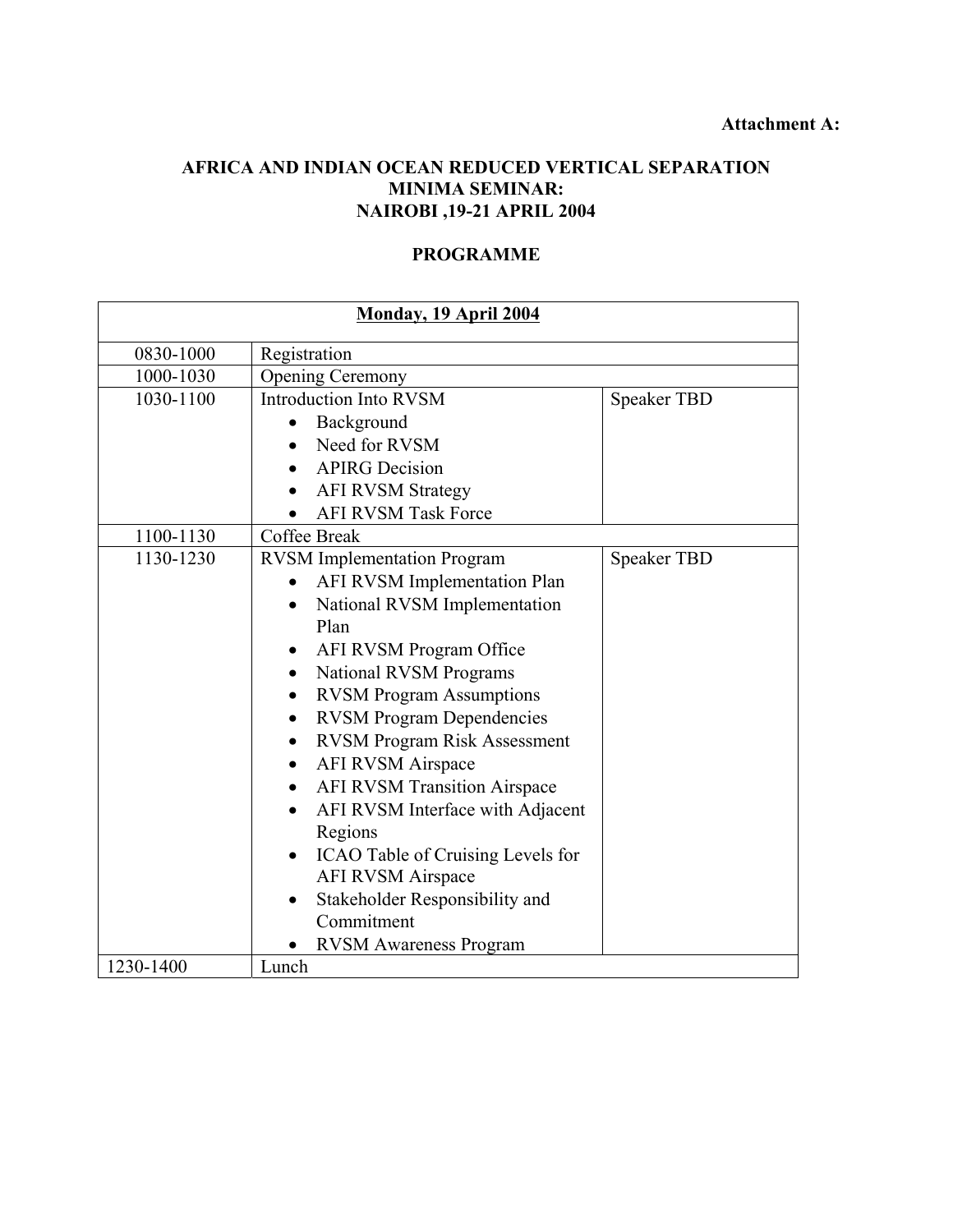**Attachment A:**

**AFRICA AND INDIAN OCEAN REDUCED VERTICAL SEPARATION MINIMA SEMINAR:**
**NAIROBI ,19-21 APRIL 2004**

**PROGRAMME**

| **Monday, 19 April 2004** | | |
|---|---|---|
| 0830-1000 | Registration | |
| 1000-1030 | Opening Ceremony | |
| 1030-1100 | Introduction Into RVSM<br>• Background<br>• Need for RVSM<br>• APIRG Decision<br>• AFI RVSM Strategy<br>• AFI RVSM Task Force | Speaker TBD |
| 1100-1130 | Coffee Break | |
| 1130-1230 | RVSM Implementation Program<br>• AFI RVSM Implementation Plan<br>• National RVSM Implementation Plan<br>• AFI RVSM Program Office<br>• National RVSM Programs<br>• RVSM Program Assumptions<br>• RVSM Program Dependencies<br>• RVSM Program Risk Assessment<br>• AFI RVSM Airspace<br>• AFI RVSM Transition Airspace<br>• AFI RVSM Interface with Adjacent Regions<br>• ICAO Table of Cruising Levels for AFI RVSM Airspace<br>• Stakeholder Responsibility and Commitment<br>• RVSM Awareness Program | Speaker TBD |
| 1230-1400 | Lunch | |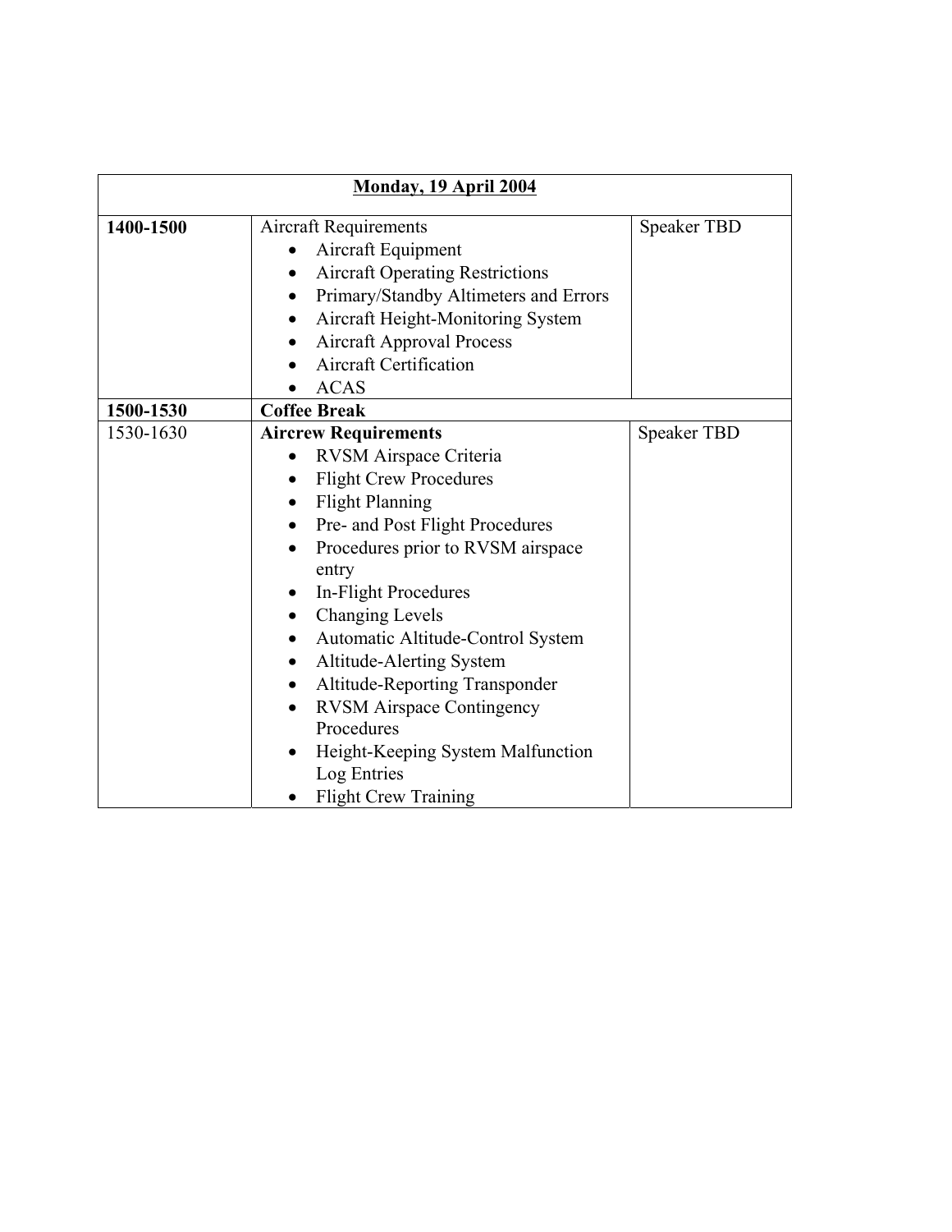| **Monday, 19 April 2004** | | |
|---|---|---|
| **1400-1500** | Aircraft Requirements<br>• Aircraft Equipment<br>• Aircraft Operating Restrictions<br>• Primary/Standby Altimeters and Errors<br>• Aircraft Height-Monitoring System<br>• Aircraft Approval Process<br>• Aircraft Certification<br>• ACAS | Speaker TBD |
| **1500-1530** | **Coffee Break** | |
| 1530-1630 | **Aircrew Requirements**<br>• RVSM Airspace Criteria<br>• Flight Crew Procedures<br>• Flight Planning<br>• Pre- and Post Flight Procedures<br>• Procedures prior to RVSM airspace entry<br>• In-Flight Procedures<br>• Changing Levels<br>• Automatic Altitude-Control System<br>• Altitude-Alerting System<br>• Altitude-Reporting Transponder<br>• RVSM Airspace Contingency Procedures<br>• Height-Keeping System Malfunction Log Entries<br>• Flight Crew Training | Speaker TBD |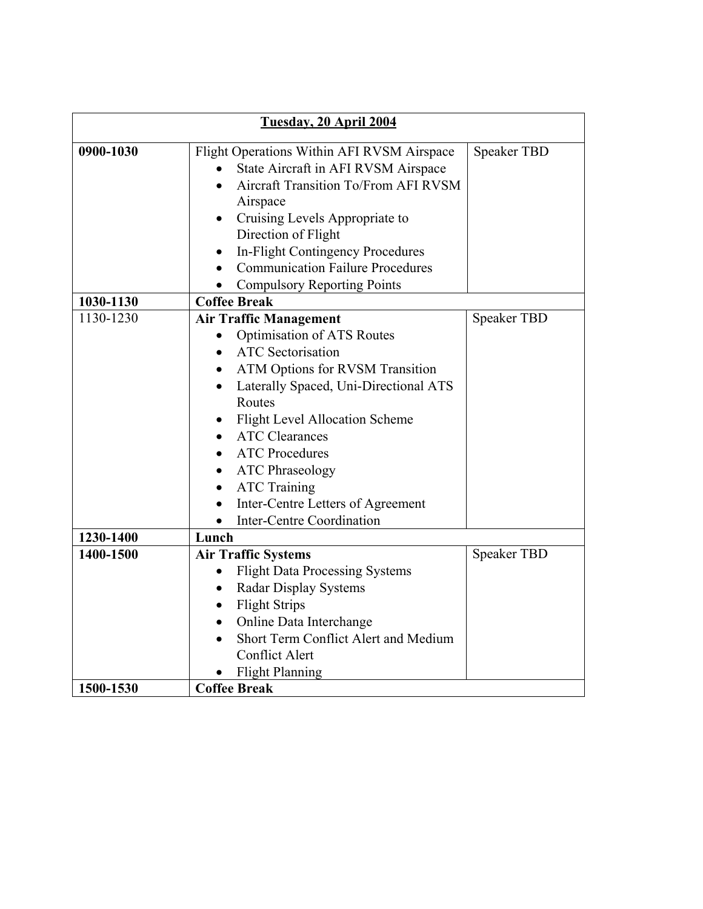| **Tuesday, 20 April 2004** | | |
|---|---|---|
| **0900-1030** | Flight Operations Within AFI RVSM Airspace<br>• State Aircraft in AFI RVSM Airspace<br>• Aircraft Transition To/From AFI RVSM Airspace<br>• Cruising Levels Appropriate to Direction of Flight<br>• In-Flight Contingency Procedures<br>• Communication Failure Procedures<br>• Compulsory Reporting Points | Speaker TBD |
| **1030-1130** | **Coffee Break** | |
| 1130-1230 | **Air Traffic Management**<br>• Optimisation of ATS Routes<br>• ATC Sectorisation<br>• ATM Options for RVSM Transition<br>• Laterally Spaced, Uni-Directional ATS Routes<br>• Flight Level Allocation Scheme<br>• ATC Clearances<br>• ATC Procedures<br>• ATC Phraseology<br>• ATC Training<br>• Inter-Centre Letters of Agreement<br>• Inter-Centre Coordination | Speaker TBD |
| **1230-1400** | **Lunch** | |
| **1400-1500** | **Air Traffic Systems**<br>• Flight Data Processing Systems<br>• Radar Display Systems<br>• Flight Strips<br>• Online Data Interchange<br>• Short Term Conflict Alert and Medium Conflict Alert<br>• Flight Planning | Speaker TBD |
| **1500-1530** | **Coffee Break** | |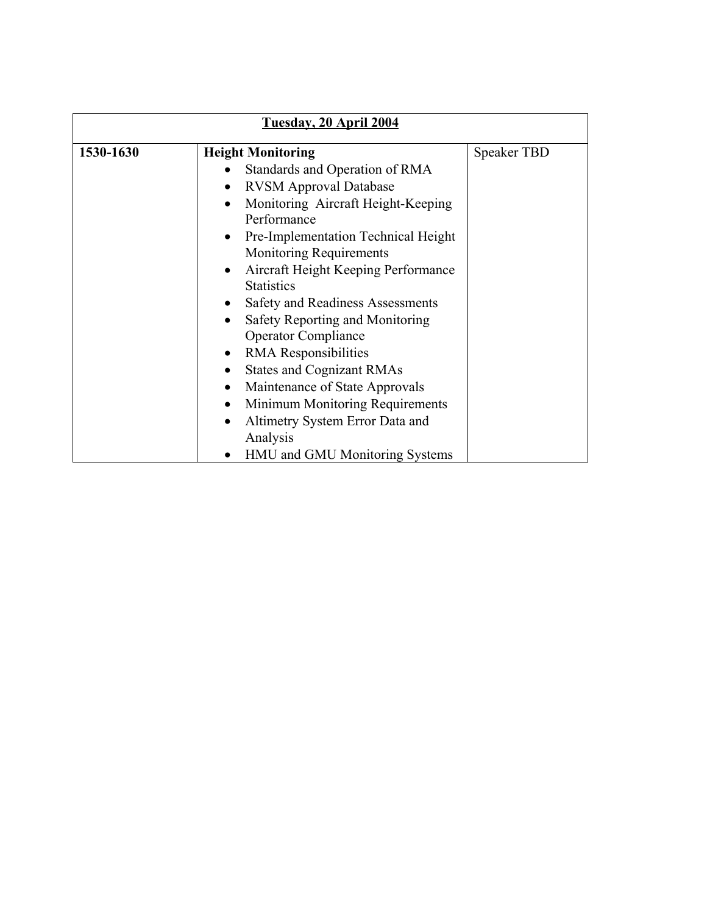| Tuesday, 20 April 2004 | | |
|---|---|---|
| **1530-1630** | **Height Monitoring**<br>• Standards and Operation of RMA<br>• RVSM Approval Database<br>• Monitoring Aircraft Height-Keeping Performance<br>• Pre-Implementation Technical Height Monitoring Requirements<br>• Aircraft Height Keeping Performance Statistics<br>• Safety and Readiness Assessments<br>• Safety Reporting and Monitoring Operator Compliance<br>• RMA Responsibilities<br>• States and Cognizant RMAs<br>• Maintenance of State Approvals<br>• Minimum Monitoring Requirements<br>• Altimetry System Error Data and Analysis<br>• HMU and GMU Monitoring Systems | Speaker TBD |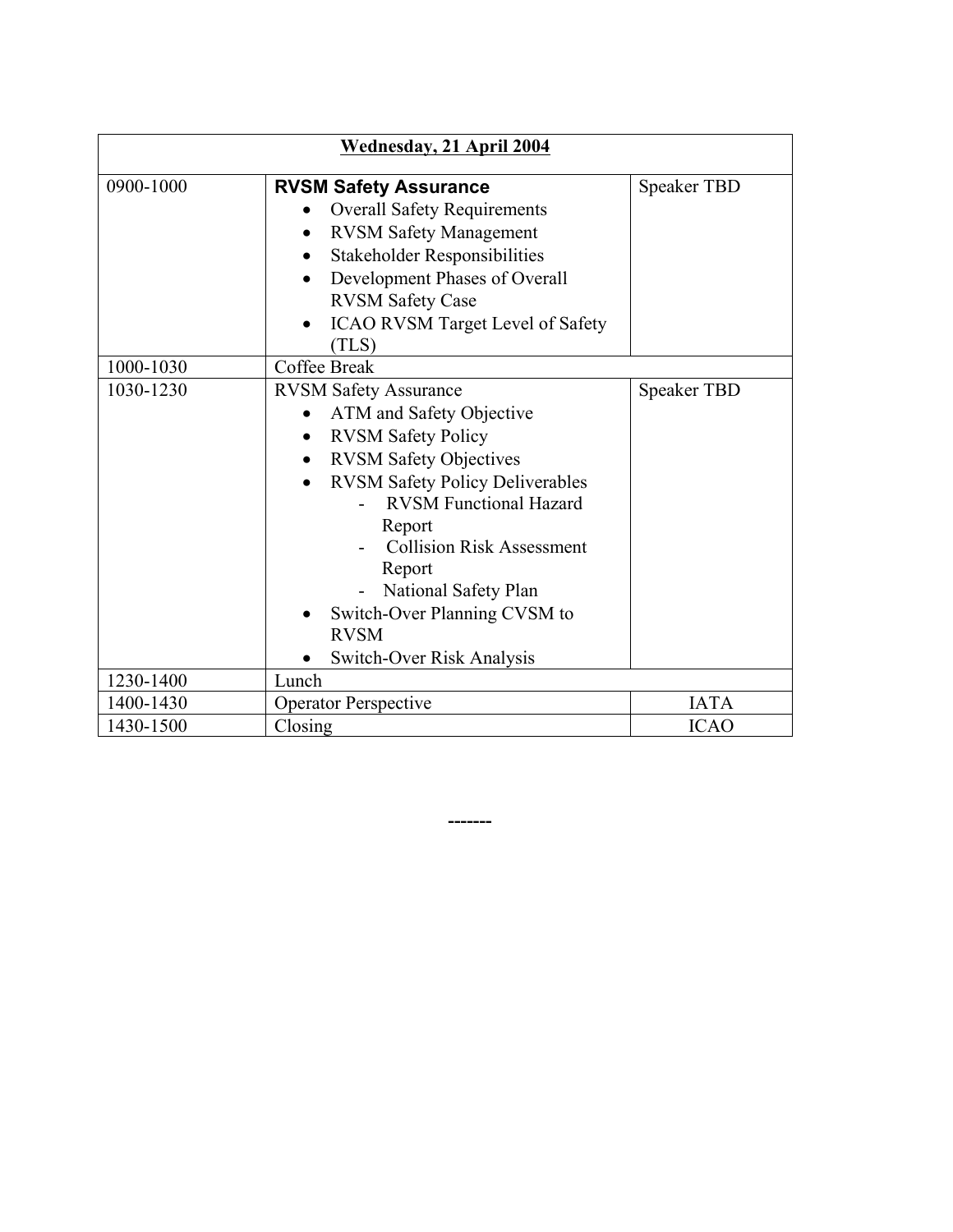| Wednesday, 21 April 2004 | | |
|---|---|---|
| 0900-1000 | **RVSM Safety Assurance**<br>• Overall Safety Requirements<br>• RVSM Safety Management<br>• Stakeholder Responsibilities<br>• Development Phases of Overall RVSM Safety Case<br>• ICAO RVSM Target Level of Safety (TLS) | Speaker TBD |
| 1000-1030 | Coffee Break | |
| 1030-1230 | RVSM Safety Assurance<br>• ATM and Safety Objective<br>• RVSM Safety Policy<br>• RVSM Safety Objectives<br>• RVSM Safety Policy Deliverables<br>- RVSM Functional Hazard Report<br>- Collision Risk Assessment Report<br>- National Safety Plan<br>• Switch-Over Planning CVSM to RVSM<br>• Switch-Over Risk Analysis | Speaker TBD |
| 1230-1400 | Lunch | |
| 1400-1430 | Operator Perspective | IATA |
| 1430-1500 | Closing | ICAO |

-------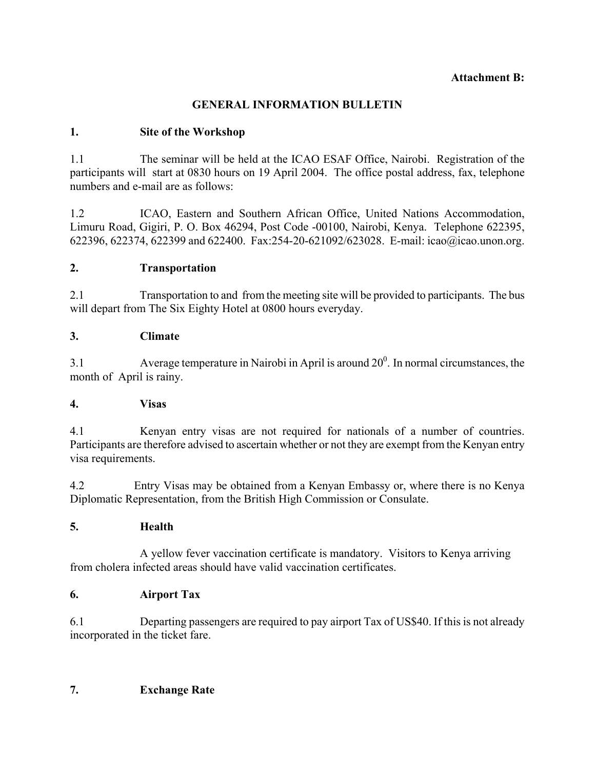**Attachment B:**

## GENERAL INFORMATION BULLETIN

### 1. Site of the Workshop

1.1 The seminar will be held at the ICAO ESAF Office, Nairobi. Registration of the participants will start at 0830 hours on 19 April 2004. The office postal address, fax, telephone numbers and e-mail are as follows:

1.2 ICAO, Eastern and Southern African Office, United Nations Accommodation, Limuru Road, Gigiri, P. O. Box 46294, Post Code -00100, Nairobi, Kenya. Telephone 622395, 622396, 622374, 622399 and 622400. Fax:254-20-621092/623028. E-mail: icao@icao.unon.org.

### 2. Transportation

2.1 Transportation to and from the meeting site will be provided to participants. The bus will depart from The Six Eighty Hotel at 0800 hours everyday.

### 3. Climate

3.1 Average temperature in Nairobi in April is around $20^0$. In normal circumstances, the month of April is rainy.

### 4. Visas

4.1 Kenyan entry visas are not required for nationals of a number of countries. Participants are therefore advised to ascertain whether or not they are exempt from the Kenyan entry visa requirements.

4.2 Entry Visas may be obtained from a Kenyan Embassy or, where there is no Kenya Diplomatic Representation, from the British High Commission or Consulate.

### 5. Health

A yellow fever vaccination certificate is mandatory. Visitors to Kenya arriving from cholera infected areas should have valid vaccination certificates.

### 6. Airport Tax

6.1 Departing passengers are required to pay airport Tax of US$40. If this is not already incorporated in the ticket fare.

### 7. Exchange Rate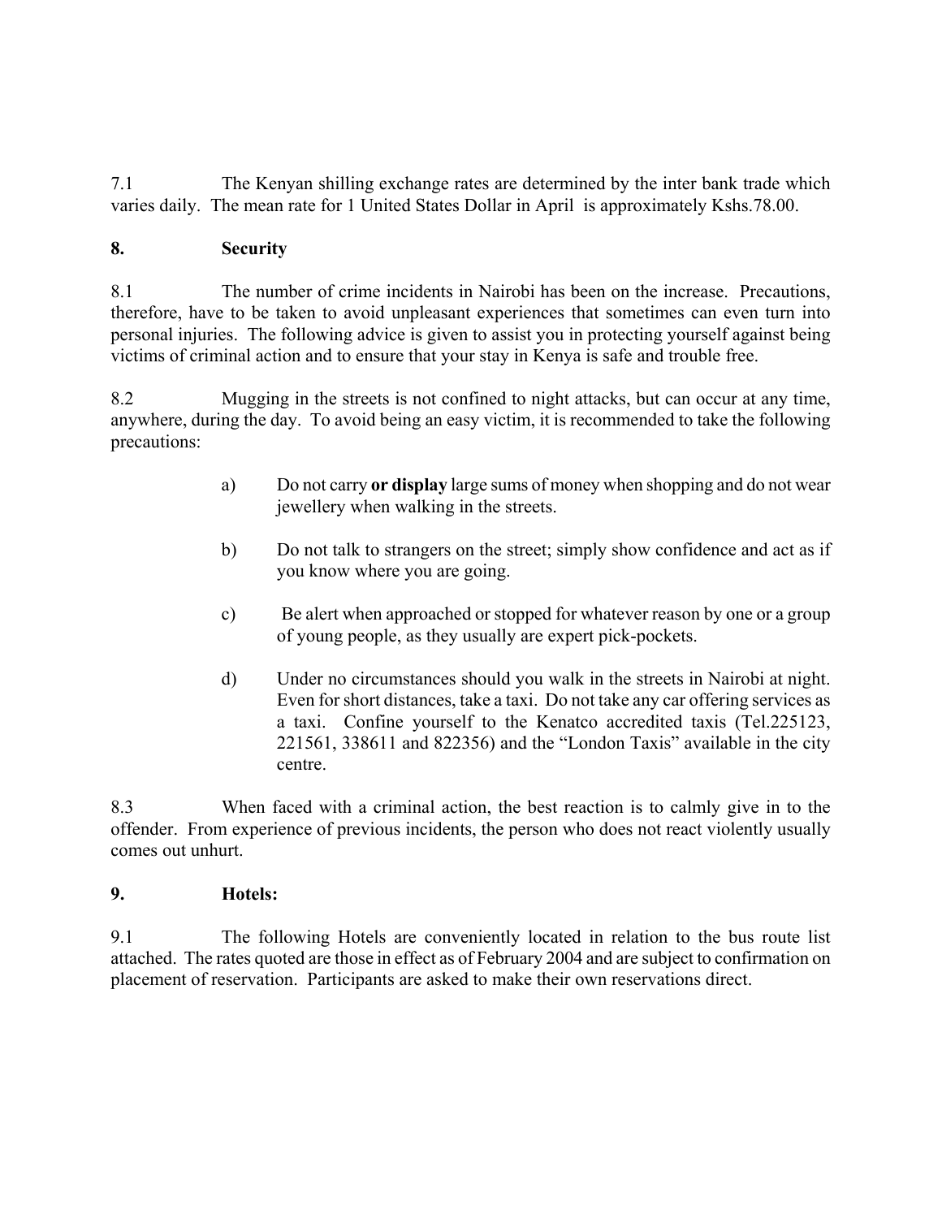7.1 The Kenyan shilling exchange rates are determined by the inter bank trade which varies daily. The mean rate for 1 United States Dollar in April is approximately Kshs.78.00.

## 8. Security

8.1 The number of crime incidents in Nairobi has been on the increase. Precautions, therefore, have to be taken to avoid unpleasant experiences that sometimes can even turn into personal injuries. The following advice is given to assist you in protecting yourself against being victims of criminal action and to ensure that your stay in Kenya is safe and trouble free.

8.2 Mugging in the streets is not confined to night attacks, but can occur at any time, anywhere, during the day. To avoid being an easy victim, it is recommended to take the following precautions:

a) Do not carry **or display** large sums of money when shopping and do not wear jewellery when walking in the streets.

b) Do not talk to strangers on the street; simply show confidence and act as if you know where you are going.

c) Be alert when approached or stopped for whatever reason by one or a group of young people, as they usually are expert pick-pockets.

d) Under no circumstances should you walk in the streets in Nairobi at night. Even for short distances, take a taxi. Do not take any car offering services as a taxi. Confine yourself to the Kenatco accredited taxis (Tel.225123, 221561, 338611 and 822356) and the "London Taxis" available in the city centre.

8.3 When faced with a criminal action, the best reaction is to calmly give in to the offender. From experience of previous incidents, the person who does not react violently usually comes out unhurt.

## 9. Hotels:

9.1 The following Hotels are conveniently located in relation to the bus route list attached. The rates quoted are those in effect as of February 2004 and are subject to confirmation on placement of reservation. Participants are asked to make their own reservations direct.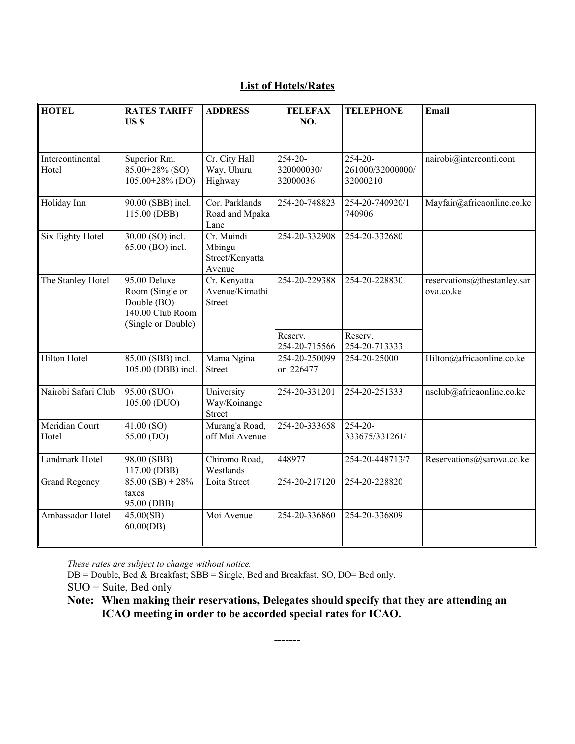## List of Hotels/Rates

| HOTEL | RATES TARIFF US $ | ADDRESS | TELEFAX NO. | TELEPHONE | Email |
|---|---|---|---|---|---|
| Intercontinental Hotel | Superior Rm. 85.00+28% (SO) 105.00+28% (DO) | Cr. City Hall Way, Uhuru Highway | 254-20-320000030/ 32000036 | 254-20-261000/32000000/ 32000210 | nairobi@interconti.com |
| Holiday Inn | 90.00 (SBB) incl. 115.00 (DBB) | Cor. Parklands Road and Mpaka Lane | 254-20-748823 | 254-20-740920/1 740906 | Mayfair@africaonline.co.ke |
| Six Eighty Hotel | 30.00 (SO) incl. 65.00 (BO) incl. | Cr. Muindi Mbingu Street/Kenyatta Avenue | 254-20-332908 | 254-20-332680 | |
| The Stanley Hotel | 95.00 Deluxe Room (Single or Double (BO) 140.00 Club Room (Single or Double) | Cr. Kenyatta Avenue/Kimathi Street | 254-20-229388<br>Reserv. 254-20-715566 | 254-20-228830<br>Reserv. 254-20-713333 | reservations@thestanley.sarova.co.ke |
| Hilton Hotel | 85.00 (SBB) incl. 105.00 (DBB) incl. | Mama Ngina Street | 254-20-250099 or 226477 | 254-20-25000 | Hilton@africaonline.co.ke |
| Nairobi Safari Club | 95.00 (SUO) 105.00 (DUO) | University Way/Koinange Street | 254-20-331201 | 254-20-251333 | nsclub@africaonline.co.ke |
| Meridian Court Hotel | 41.00 (SO) 55.00 (DO) | Murang'a Road, off Moi Avenue | 254-20-333658 | 254-20-333675/331261/ | |
| Landmark Hotel | 98.00 (SBB) 117.00 (DBB) | Chiromo Road, Westlands | 448977 | 254-20-448713/7 | Reservations@sarova.co.ke |
| Grand Regency | 85.00 (SB) + 28% taxes 95.00 (DBB) | Loita Street | 254-20-217120 | 254-20-228820 | |
| Ambassador Hotel | 45.00(SB) 60.00(DB) | Moi Avenue | 254-20-336860 | 254-20-336809 | |

*These rates are subject to change without notice.*

DB = Double, Bed & Breakfast; SBB = Single, Bed and Breakfast, SO, DO= Bed only.

SUO = Suite, Bed only

**Note: When making their reservations, Delegates should specify that they are attending an ICAO meeting in order to be accorded special rates for ICAO.**

**-------**